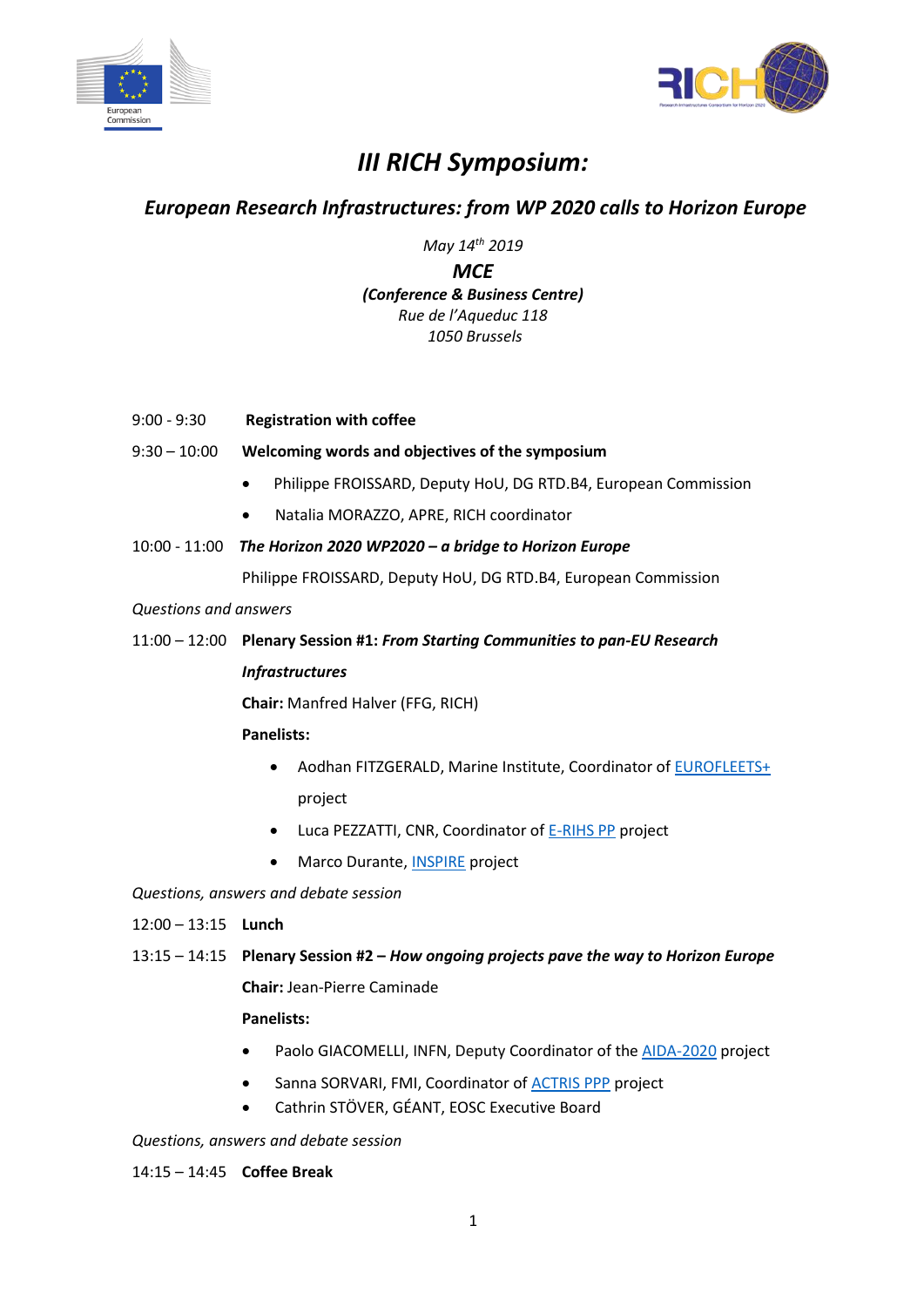# *III RICH Symposium:*

## *European Research Infrastructures: from WP 2020 calls to Horizon Europe*

*May 14th 2019*

***MCE***

***(Conference & Business Centre)***

*Rue de l'Aqueduc 118*

*1050 Brussels*

9:00 - 9:30 **Registration with coffee**

9:30 – 10:00 **Welcoming words and objectives of the symposium**

- Philippe FROISSARD, Deputy HoU, DG RTD.B4, European Commission
- Natalia MORAZZO, APRE, RICH coordinator

10:00 - 11:00 ***The Horizon 2020 WP2020 – a bridge to Horizon Europe***

Philippe FROISSARD, Deputy HoU, DG RTD.B4, European Commission

*Questions and answers*

11:00 – 12:00 **Plenary Session #1:** ***From Starting Communities to pan-EU Research Infrastructures***

**Chair:** Manfred Halver (FFG, RICH)

**Panelists:**

- Aodhan FITZGERALD, Marine Institute, Coordinator of EUROFLEETS+ project
- Luca PEZZATTI, CNR, Coordinator of E-RIHS PP project
- Marco Durante, INSPIRE project

*Questions, answers and debate session*

12:00 – 13:15 **Lunch**

13:15 – 14:15 **Plenary Session #2 –** ***How ongoing projects pave the way to Horizon Europe***

**Chair:** Jean-Pierre Caminade

**Panelists:**

- Paolo GIACOMELLI, INFN, Deputy Coordinator of the AIDA-2020 project
- Sanna SORVARI, FMI, Coordinator of ACTRIS PPP project
- Cathrin STÖVER, GÉANT, EOSC Executive Board

*Questions, answers and debate session*

14:15 – 14:45 **Coffee Break**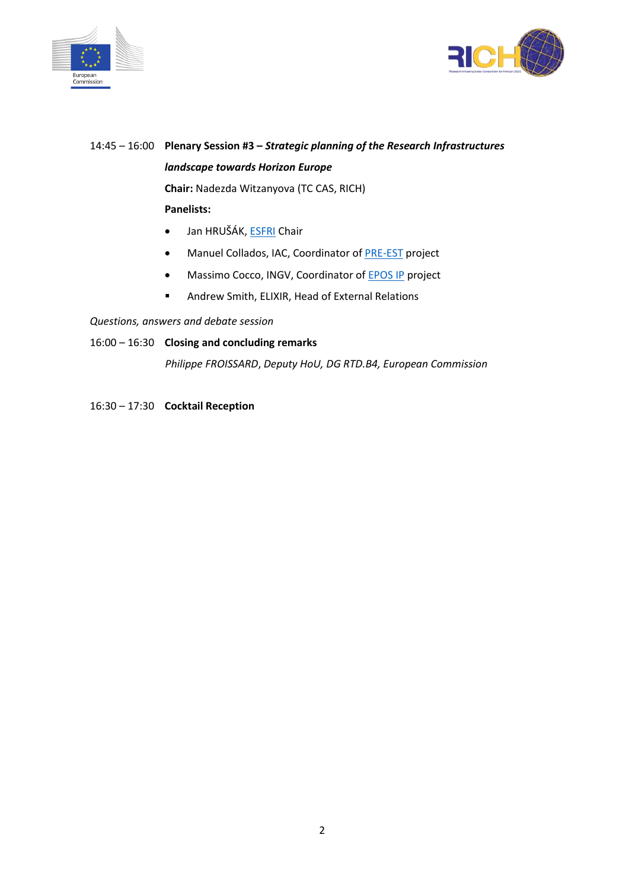14:45 – 16:00 **Plenary Session #3 – *Strategic planning of the Research Infrastructures landscape towards Horizon Europe***

**Chair:** Nadezda Witzanyova (TC CAS, RICH)

**Panelists:**

- Jan HRUŠÁK, ESFRI Chair
- Manuel Collados, IAC, Coordinator of PRE-EST project
- Massimo Cocco, INGV, Coordinator of EPOS IP project
- Andrew Smith, ELIXIR, Head of External Relations

*Questions, answers and debate session*

16:00 – 16:30 **Closing and concluding remarks**

*Philippe FROISSARD, Deputy HoU, DG RTD.B4, European Commission*

16:30 – 17:30 **Cocktail Reception**